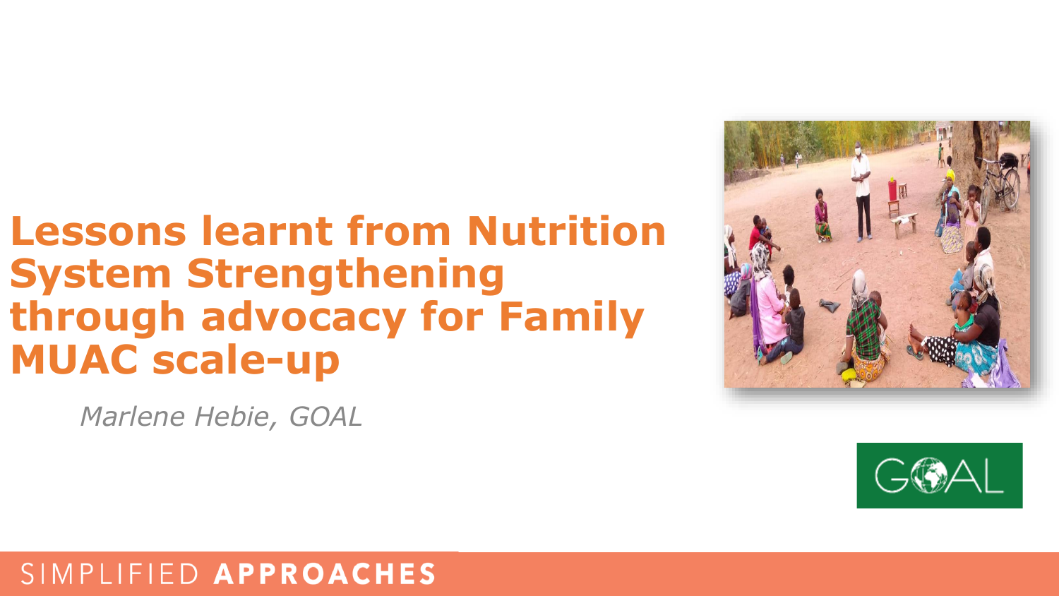# Lessons learnt from Nutrition System Strengthening through advocacy for Family MUAC scale-up

*Marlene Hebie, GOAL*

SIMPLIFIED **APPROACHES**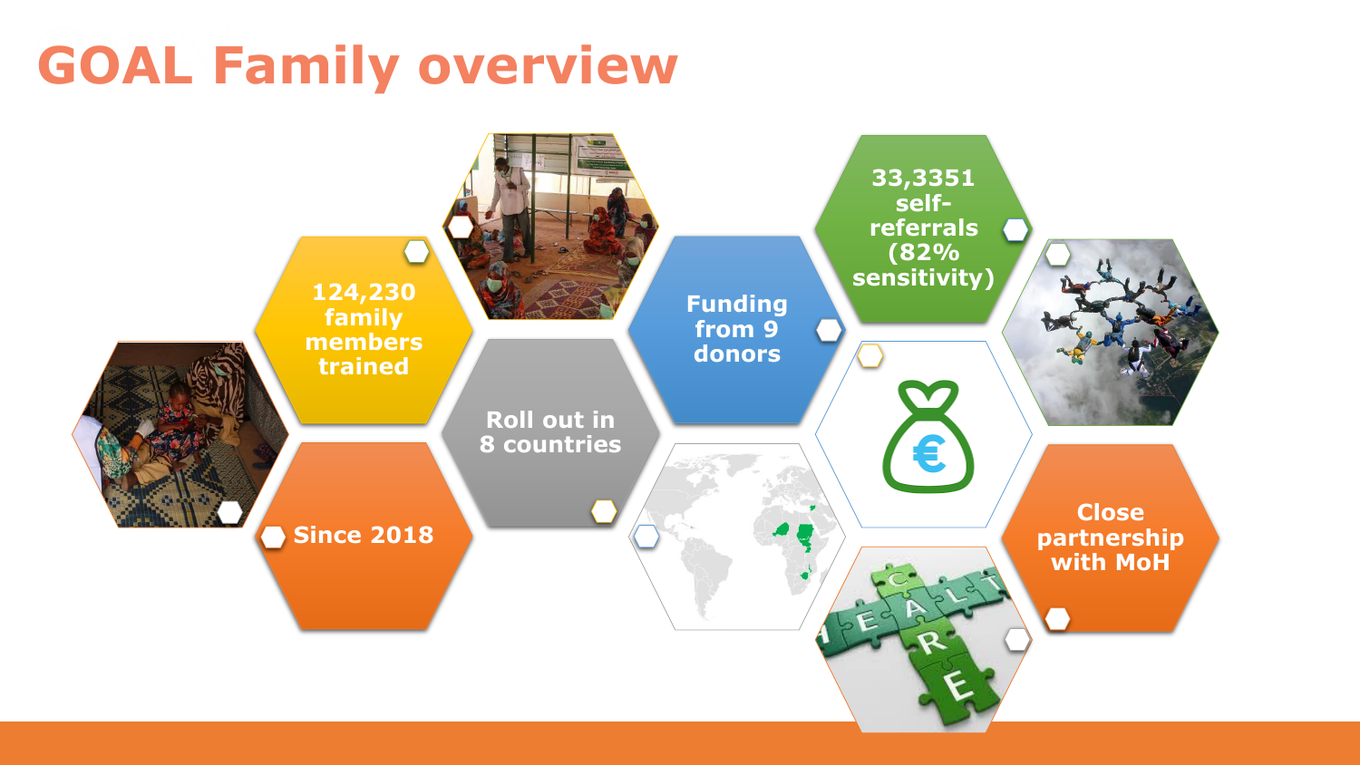# GOAL Family overview

- 124,230 family members trained
- Since 2018
- Roll out in 8 countries
- Funding from 9 donors
- 33,3351 self-referrals (82% sensitivity)
- Close partnership with MoH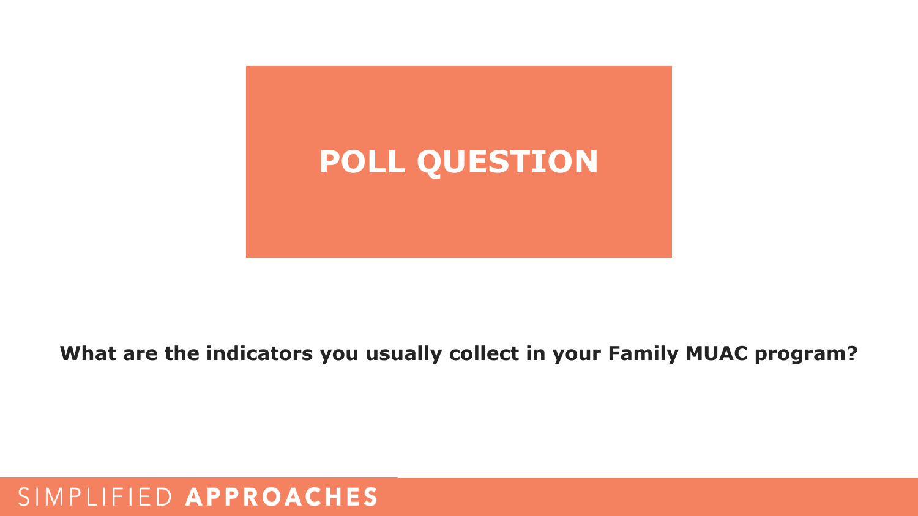# POLL QUESTION

**What are the indicators you usually collect in your Family MUAC program?**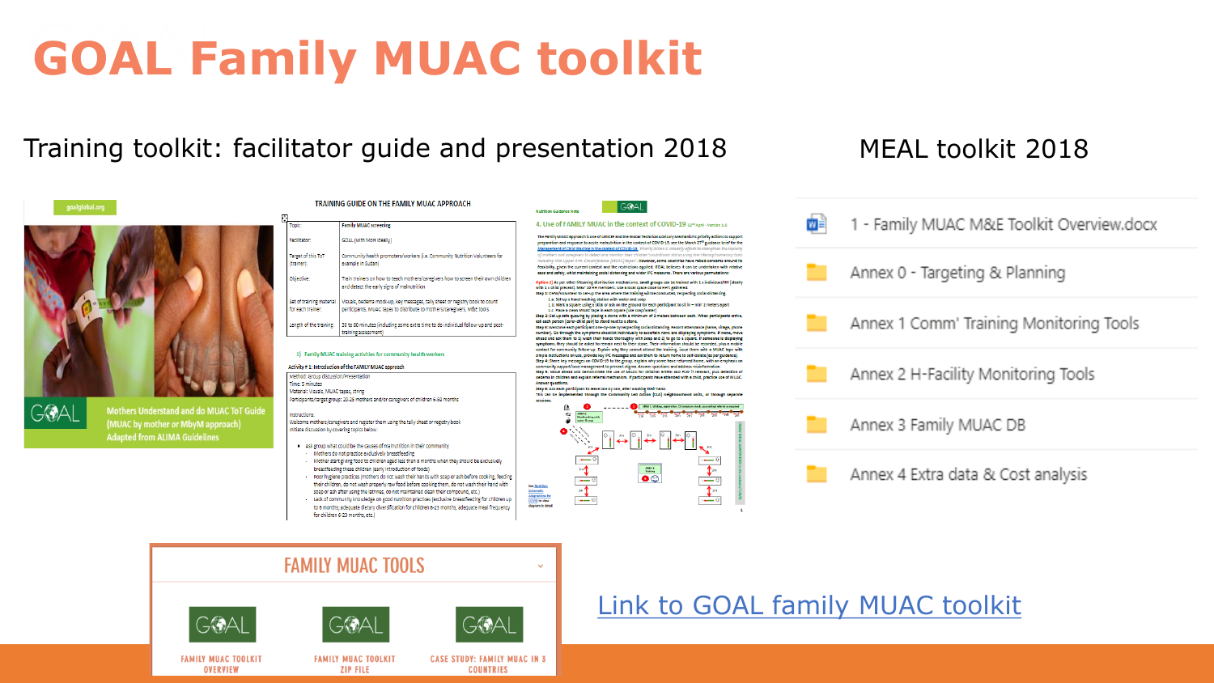# GOAL Family MUAC toolkit

Training toolkit: facilitator guide and presentation 2018

MEAL toolkit 2018

- 1 - Family MUAC M&E Toolkit Overview.docx
- Annex 0 - Targeting & Planning
- Annex 1 Comm' Training Monitoring Tools
- Annex 2 H-Facility Monitoring Tools
- Annex 3 Family MUAC DB
- Annex 4 Extra data & Cost analysis

FAMILY MUAC TOOLS

- FAMILY MUAC TOOLKIT OVERVIEW
- FAMILY MUAC TOOLKIT ZIP FILE
- CASE STUDY: FAMILY MUAC IN 3 COUNTRIES

Link to GOAL family MUAC toolkit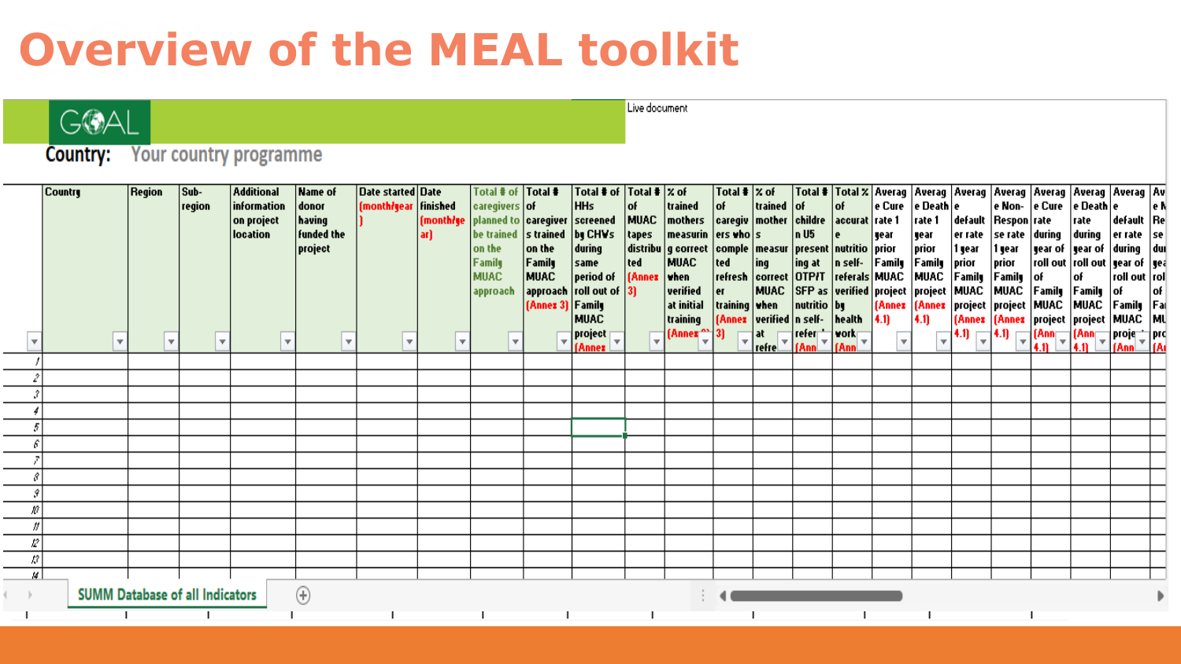# Overview of the MEAL toolkit

GOAL

Live document

**Country:** Your country programme

| | Country | Region | Sub-region | Additional information on project location | Name of donor having funded the project | Date started (month/year) | Date finished (month/year) | Total # of caregivers planned to be trained on the Family MUAC approach | Total # of caregivers trained on the Family MUAC approach (Annex 3) | Total # of HHs screened by CHWs during same period of roll out of Family MUAC project (Annex | Total # of MUAC tapes distributed (Annex 3) | % of trained mothers measuring correct MUAC when verified at initial training (Annex | Total # of caregivers who completed refresher training (Annex 3) | % of trained mothers measuring correct MUAC when verified at refre | Total # of children U5 presenting at OTP/TSFP as nutrition self-refer (Ann | Total % of accurate nutrition self-referrals verified by health work (Ann | Average Cure rate 1 year prior Family MUAC project (Annex 4.1) | Average Death rate 1 year prior Family MUAC project (Annex 4.1) | Average default rate 1 year prior Family MUAC project (Annex 4.1) | Average Non-Response rate 1 year prior Family MUAC project (Annex 4.1) | Average Cure rate during year of roll out of Family MUAC project (Ann 4.1) | Average Death rate during year of roll out of Family MUAC project (Ann 4.1) | Average default rate during year of roll out of Family MUAC proje (Ann | Av e N Re se du yea rol of Fa MU pro (A |
|---|---|---|---|---|---|---|---|---|---|---|---|---|---|---|---|---|---|---|---|---|---|---|---|---|
| 1 | | | | | | | | | | | | | | | | | | | | | | | | |
| 2 | | | | | | | | | | | | | | | | | | | | | | | | |
| 3 | | | | | | | | | | | | | | | | | | | | | | | | |
| 4 | | | | | | | | | | | | | | | | | | | | | | | | |
| 5 | | | | | | | | | | | | | | | | | | | | | | | | |
| 6 | | | | | | | | | | | | | | | | | | | | | | | | |
| 7 | | | | | | | | | | | | | | | | | | | | | | | | |
| 8 | | | | | | | | | | | | | | | | | | | | | | | | |
| 9 | | | | | | | | | | | | | | | | | | | | | | | | |
| 10 | | | | | | | | | | | | | | | | | | | | | | | | |
| 11 | | | | | | | | | | | | | | | | | | | | | | | | |
| 12 | | | | | | | | | | | | | | | | | | | | | | | | |
| 13 | | | | | | | | | | | | | | | | | | | | | | | | |
| 14 | | | | | | | | | | | | | | | | | | | | | | | | |

SUMM Database of all Indicators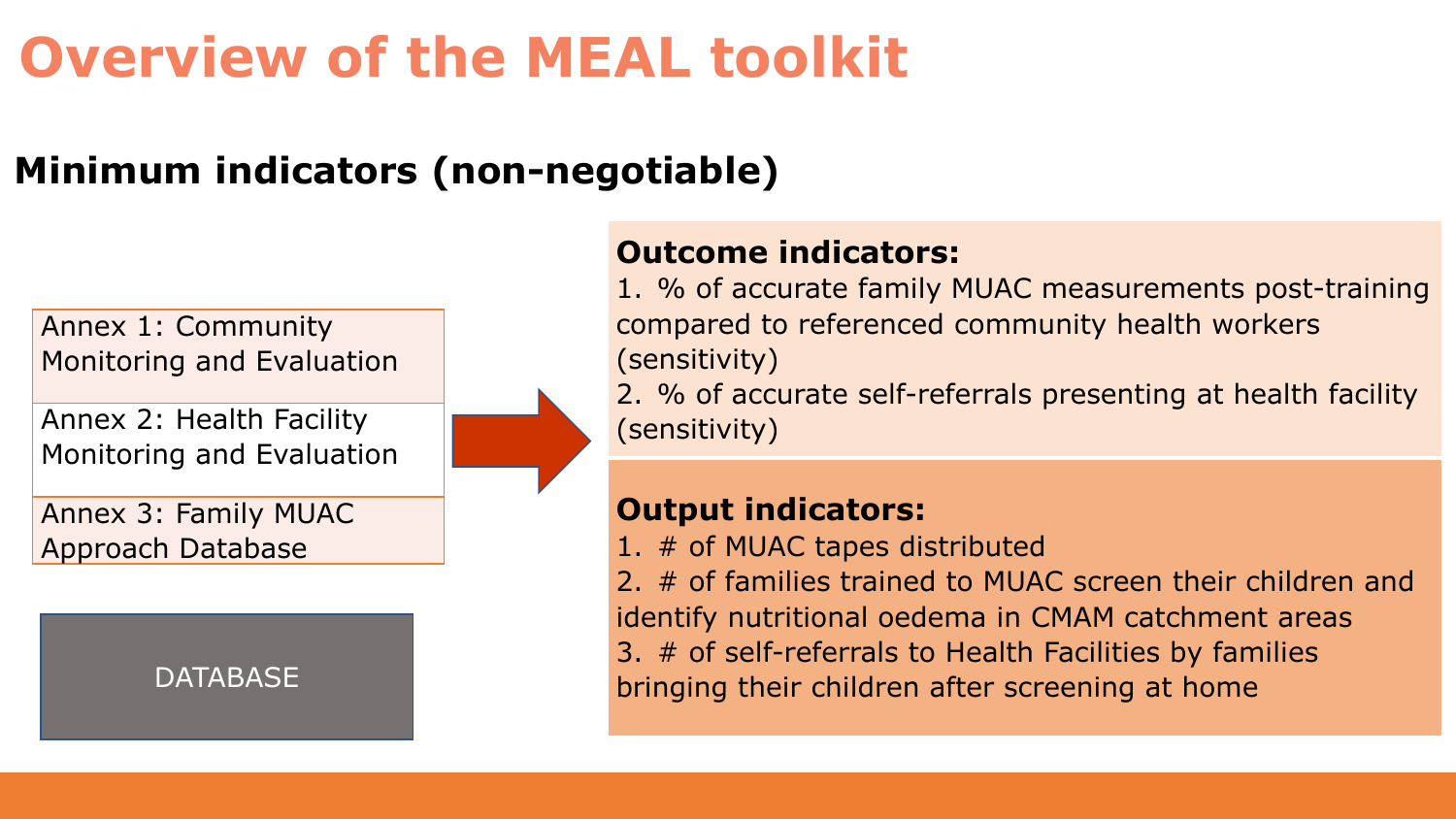# Overview of the MEAL toolkit

## Minimum indicators (non-negotiable)

- Annex 1: Community Monitoring and Evaluation
- Annex 2: Health Facility Monitoring and Evaluation
- Annex 3: Family MUAC Approach Database

DATABASE

**Outcome indicators:**

1. % of accurate family MUAC measurements post-training compared to referenced community health workers (sensitivity)
2. % of accurate self-referrals presenting at health facility (sensitivity)

**Output indicators:**

1. # of MUAC tapes distributed
2. # of families trained to MUAC screen their children and identify nutritional oedema in CMAM catchment areas
3. # of self-referrals to Health Facilities by families bringing their children after screening at home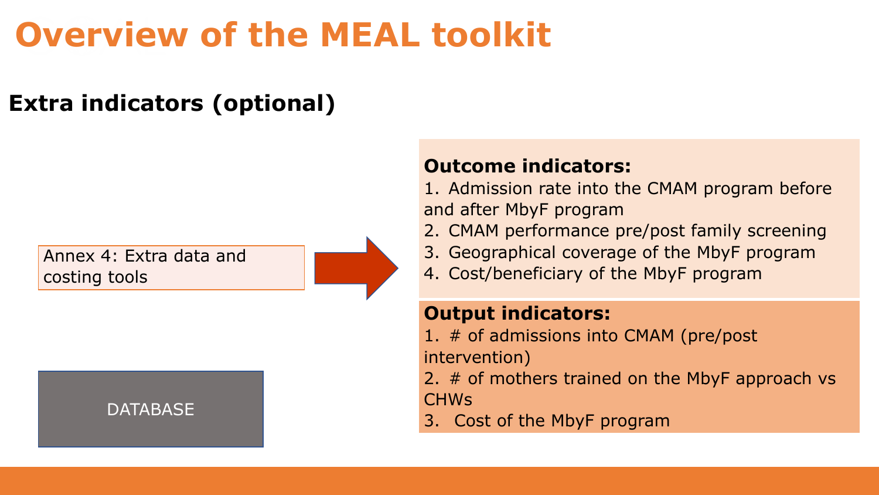# Overview of the MEAL toolkit

## Extra indicators (optional)

Annex 4: Extra data and costing tools

DATABASE

**Outcome indicators:**

1. Admission rate into the CMAM program before and after MbyF program
2. CMAM performance pre/post family screening
3. Geographical coverage of the MbyF program
4. Cost/beneficiary of the MbyF program

**Output indicators:**

1. # of admissions into CMAM (pre/post intervention)
2. # of mothers trained on the MbyF approach vs CHWs
3. Cost of the MbyF program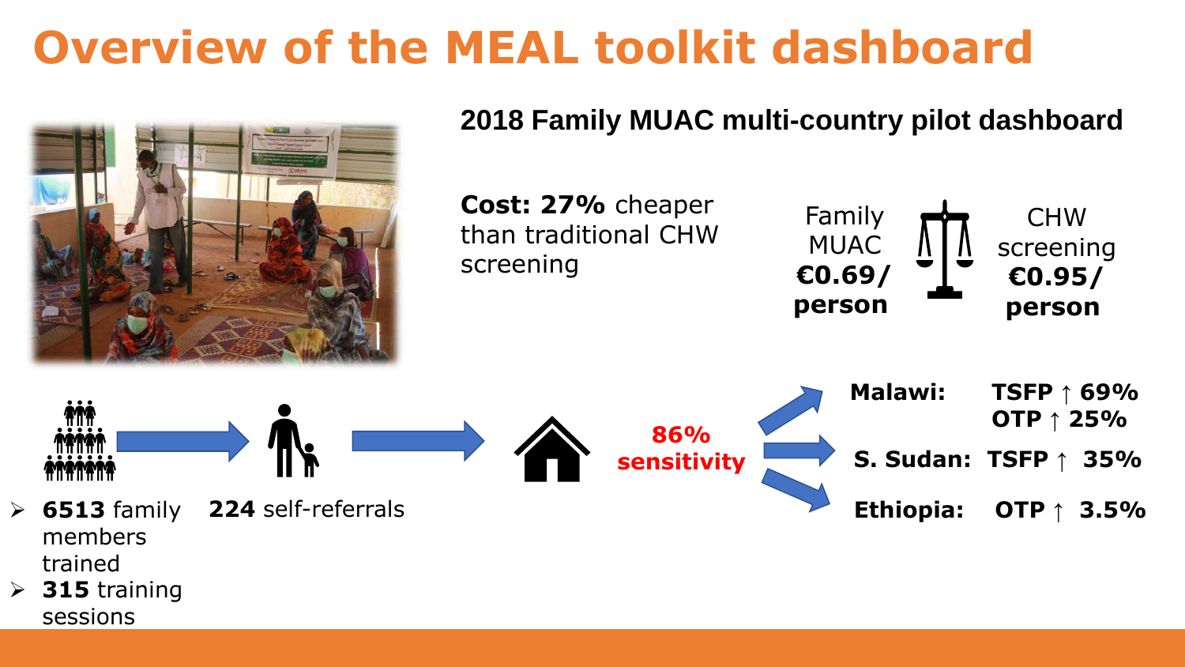# Overview of the MEAL toolkit dashboard

## 2018 Family MUAC multi-country pilot dashboard

**Cost: 27%** cheaper than traditional CHW screening

Family MUAC **€0.69/ person**

CHW screening **€0.95/ person**

- **6513** family members trained
- **315** training sessions

**224** self-referrals

**86% sensitivity**

**Malawi:** **TSFP ↑ 69%**
**OTP ↑ 25%**

**S. Sudan: TSFP ↑ 35%**

**Ethiopia: OTP ↑ 3.5%**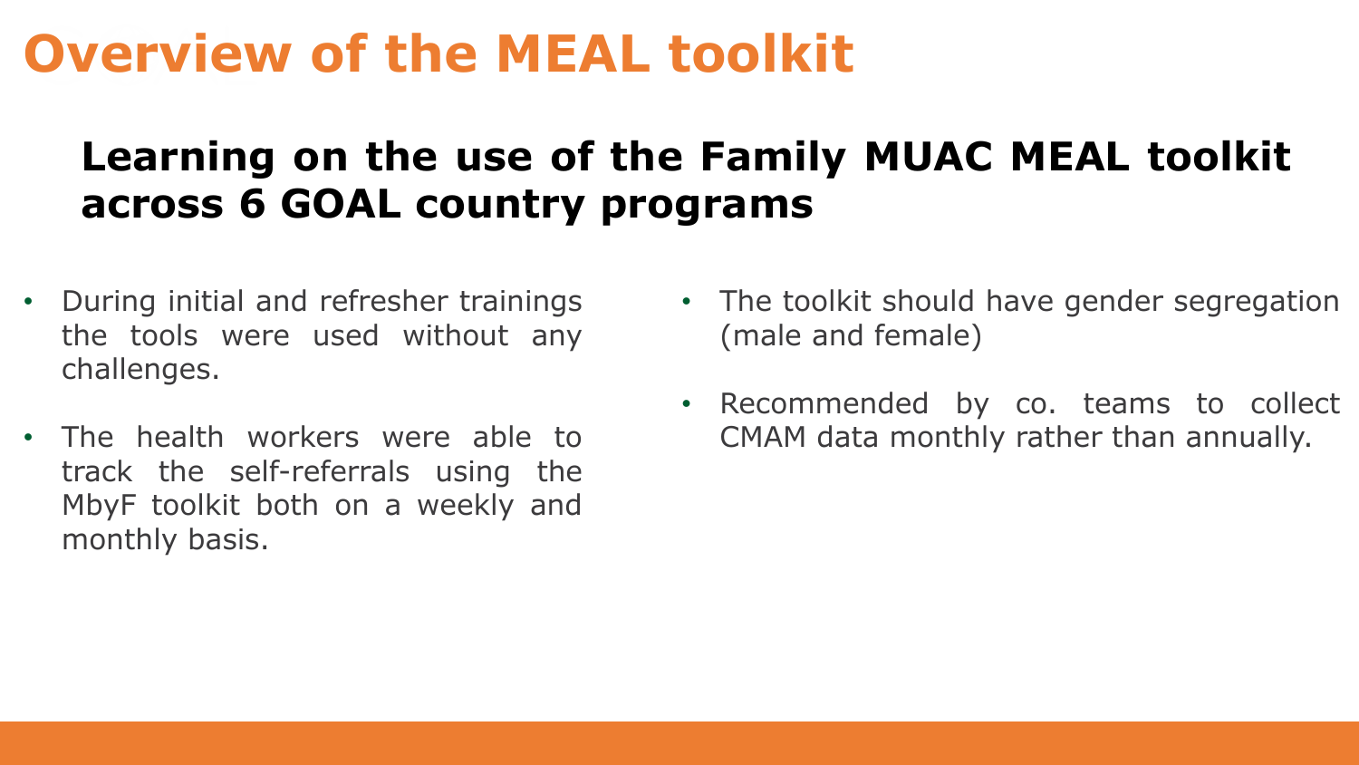# Overview of the MEAL toolkit

## Learning on the use of the Family MUAC MEAL toolkit across 6 GOAL country programs

- During initial and refresher trainings the tools were used without any challenges.
- The health workers were able to track the self-referrals using the MbyF toolkit both on a weekly and monthly basis.
- The toolkit should have gender segregation (male and female)
- Recommended by co. teams to collect CMAM data monthly rather than annually.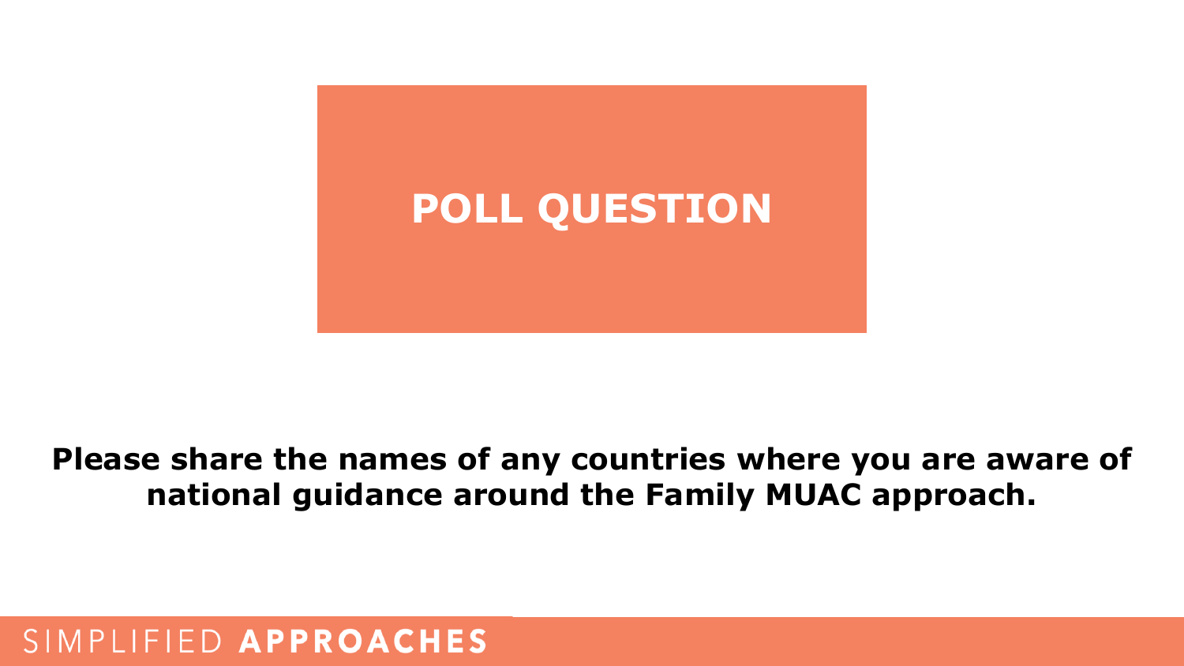# POLL QUESTION

**Please share the names of any countries where you are aware of national guidance around the Family MUAC approach.**